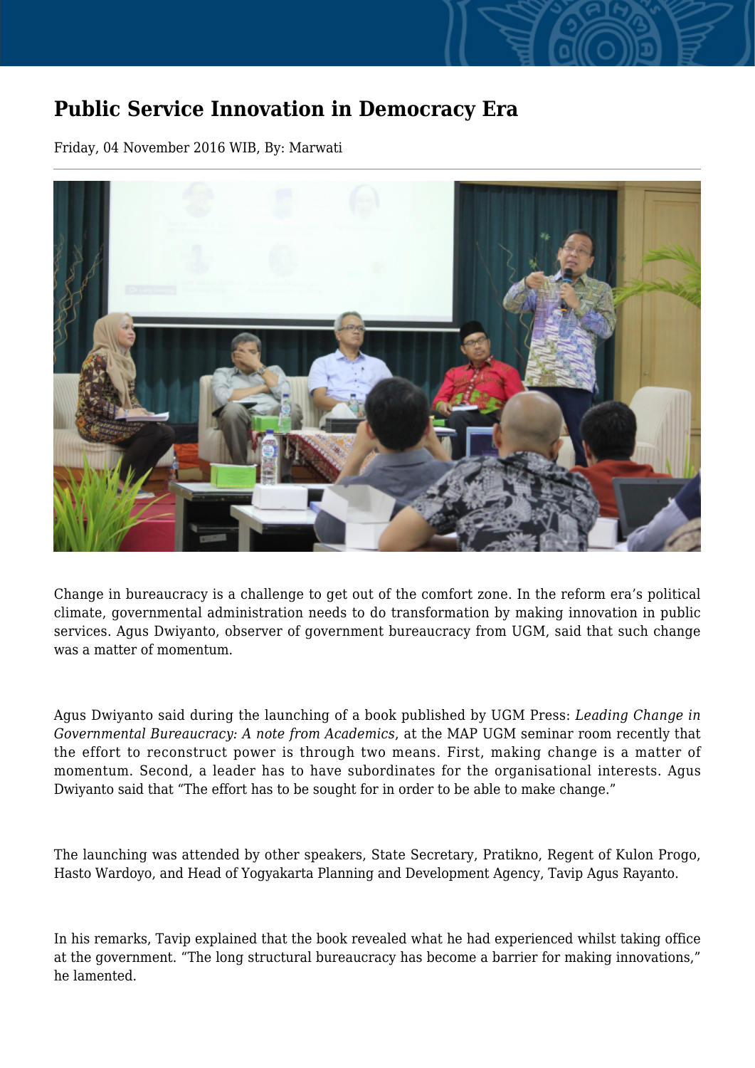# Public Service Innovation in Democracy Era

Friday, 04 November 2016 WIB, By: Marwati

Change in bureaucracy is a challenge to get out of the comfort zone. In the reform era's political climate, governmental administration needs to do transformation by making innovation in public services. Agus Dwiyanto, observer of government bureaucracy from UGM, said that such change was a matter of momentum.

Agus Dwiyanto said during the launching of a book published by UGM Press: *Leading Change in Governmental Bureaucracy: A note from Academics*, at the MAP UGM seminar room recently that the effort to reconstruct power is through two means. First, making change is a matter of momentum. Second, a leader has to have subordinates for the organisational interests. Agus Dwiyanto said that "The effort has to be sought for in order to be able to make change."

The launching was attended by other speakers, State Secretary, Pratikno, Regent of Kulon Progo, Hasto Wardoyo, and Head of Yogyakarta Planning and Development Agency, Tavip Agus Rayanto.

In his remarks, Tavip explained that the book revealed what he had experienced whilst taking office at the government. "The long structural bureaucracy has become a barrier for making innovations," he lamented.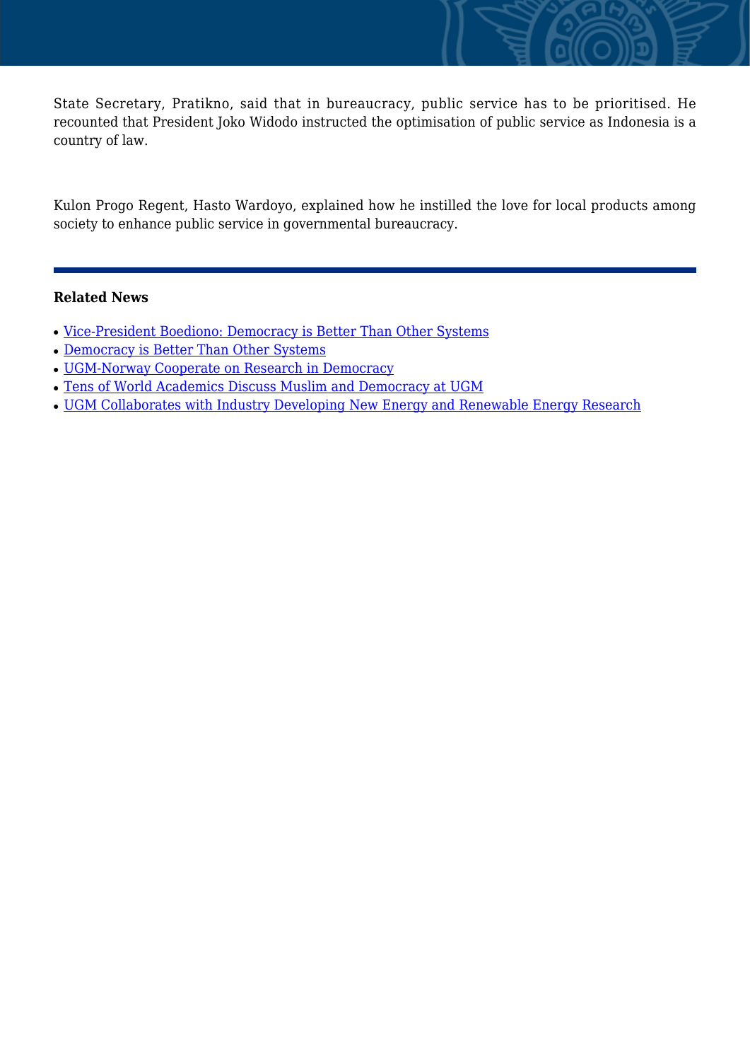State Secretary, Pratikno, said that in bureaucracy, public service has to be prioritised. He recounted that President Joko Widodo instructed the optimisation of public service as Indonesia is a country of law.

Kulon Progo Regent, Hasto Wardoyo, explained how he instilled the love for local products among society to enhance public service in governmental bureaucracy.

---

**Related News**

- Vice-President Boediono: Democracy is Better Than Other Systems
- Democracy is Better Than Other Systems
- UGM-Norway Cooperate on Research in Democracy
- Tens of World Academics Discuss Muslim and Democracy at UGM
- UGM Collaborates with Industry Developing New Energy and Renewable Energy Research